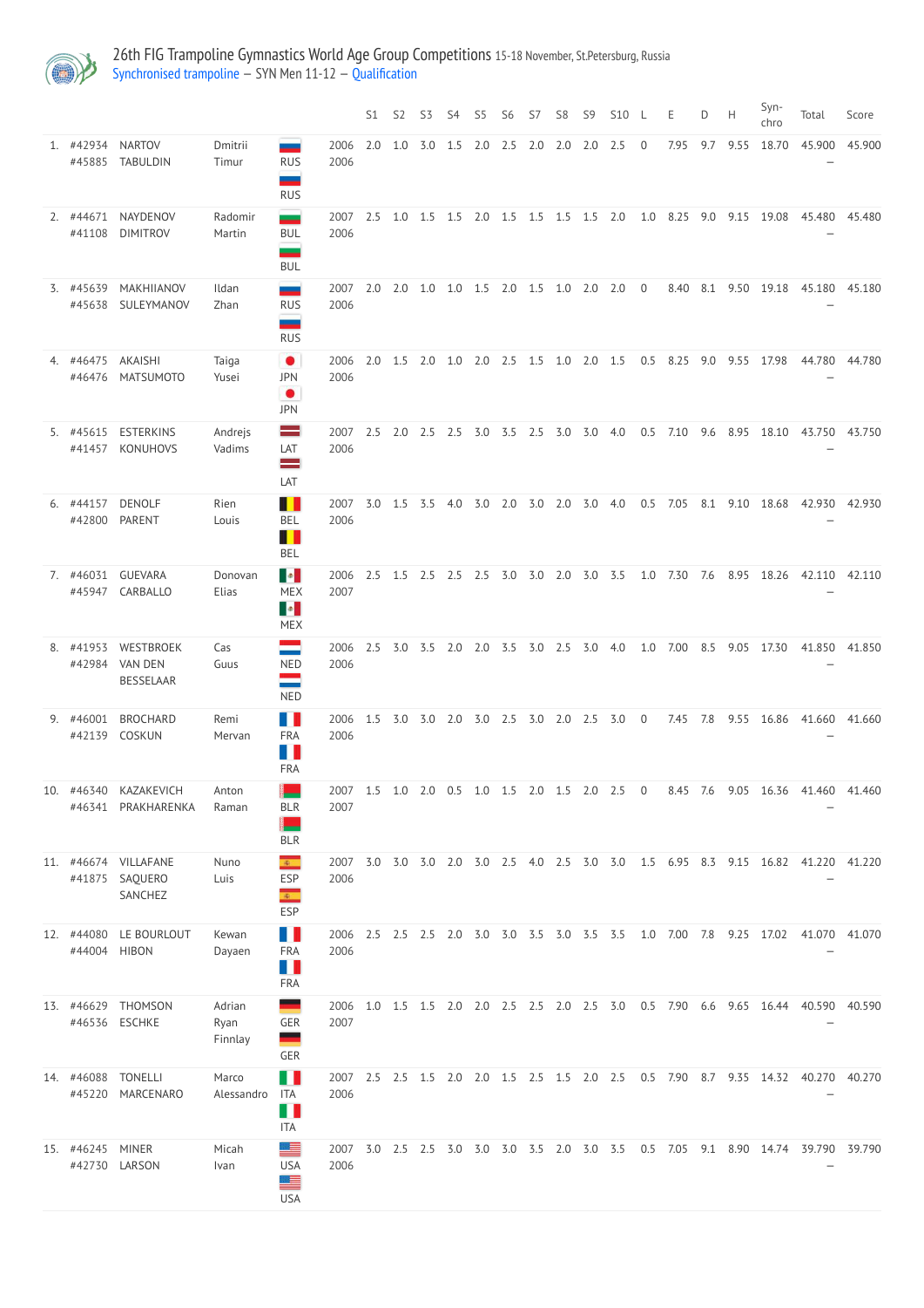# 26th FIG Trampoline Gymnastics World Age Group Competitions 15-18 November, St.Petersburg, Russia

Synchronised trampoline – SYN Men 11-12 – Qualification

| | | | | | | S1 | S2 | S3 | S4 | S5 | S6 | S7 | S8 | S9 | S10 | L | E | D | H | Syn-chro | Total | Score |
|---|---|---|---|---|---|---|---|---|---|---|---|---|---|---|---|---|---|---|---|---|---|---|
| 1. | #42934<br>#45885 | NARTOV<br>TABULDIN | Dmitrii<br>Timur | RUS<br>RUS | 2006<br>2006 | 2.0 | 1.0 | 3.0 | 1.5 | 2.0 | 2.5 | 2.0 | 2.0 | 2.0 | 2.5 | 0 | 7.95 | 9.7 | 9.55 | 18.70 | 45.900<br>– | 45.900 |
| 2. | #44671<br>#41108 | NAYDENOV<br>DIMITROV | Radomir<br>Martin | BUL<br>BUL | 2007<br>2006 | 2.5 | 1.0 | 1.5 | 1.5 | 2.0 | 1.5 | 1.5 | 1.5 | 1.5 | 2.0 | 1.0 | 8.25 | 9.0 | 9.15 | 19.08 | 45.480<br>– | 45.480 |
| 3. | #45639<br>#45638 | MAKHIIANOV<br>SULEYMANOV | Ildan<br>Zhan | RUS<br>RUS | 2007<br>2006 | 2.0 | 2.0 | 1.0 | 1.0 | 1.5 | 2.0 | 1.5 | 1.0 | 2.0 | 2.0 | 0 | 8.40 | 8.1 | 9.50 | 19.18 | 45.180<br>– | 45.180 |
| 4. | #46475<br>#46476 | AKAISHI<br>MATSUMOTO | Taiga<br>Yusei | JPN<br>JPN | 2006<br>2006 | 2.0 | 1.5 | 2.0 | 1.0 | 2.0 | 2.5 | 1.5 | 1.0 | 2.0 | 1.5 | 0.5 | 8.25 | 9.0 | 9.55 | 17.98 | 44.780<br>– | 44.780 |
| 5. | #45615<br>#41457 | ESTERKINS<br>KONUHOVS | Andrejs<br>Vadims | LAT<br>LAT | 2007<br>2006 | 2.5 | 2.0 | 2.5 | 2.5 | 3.0 | 3.5 | 2.5 | 3.0 | 3.0 | 4.0 | 0.5 | 7.10 | 9.6 | 8.95 | 18.10 | 43.750<br>– | 43.750 |
| 6. | #44157<br>#42800 | DENOLF<br>PARENT | Rien<br>Louis | BEL<br>BEL | 2007<br>2006 | 3.0 | 1.5 | 3.5 | 4.0 | 3.0 | 2.0 | 3.0 | 2.0 | 3.0 | 4.0 | 0.5 | 7.05 | 8.1 | 9.10 | 18.68 | 42.930<br>– | 42.930 |
| 7. | #46031<br>#45947 | GUEVARA<br>CARBALLO | Donovan<br>Elias | MEX<br>MEX | 2006<br>2007 | 2.5 | 1.5 | 2.5 | 2.5 | 2.5 | 3.0 | 3.0 | 2.0 | 3.0 | 3.5 | 1.0 | 7.30 | 7.6 | 8.95 | 18.26 | 42.110<br>– | 42.110 |
| 8. | #41953<br>#42984 | WESTBROEK<br>VAN DEN BESSELAAR | Cas<br>Guus | NED<br>NED | 2006<br>2006 | 2.5 | 3.0 | 3.5 | 2.0 | 2.0 | 3.5 | 3.0 | 2.5 | 3.0 | 4.0 | 1.0 | 7.00 | 8.5 | 9.05 | 17.30 | 41.850<br>– | 41.850 |
| 9. | #46001<br>#42139 | BROCHARD<br>COSKUN | Remi<br>Mervan | FRA<br>FRA | 2006<br>2006 | 1.5 | 3.0 | 3.0 | 2.0 | 3.0 | 2.5 | 3.0 | 2.0 | 2.5 | 3.0 | 0 | 7.45 | 7.8 | 9.55 | 16.86 | 41.660<br>– | 41.660 |
| 10. | #46340<br>#46341 | KAZAKEVICH<br>PRAKHARENKA | Anton<br>Raman | BLR<br>BLR | 2007<br>2007 | 1.5 | 1.0 | 2.0 | 0.5 | 1.0 | 1.5 | 2.0 | 1.5 | 2.0 | 2.5 | 0 | 8.45 | 7.6 | 9.05 | 16.36 | 41.460<br>– | 41.460 |
| 11. | #46674<br>#41875 | VILLAFANE<br>SAQUERO SANCHEZ | Nuno<br>Luis | ESP<br>ESP | 2007<br>2006 | 3.0 | 3.0 | 3.0 | 2.0 | 3.0 | 2.5 | 4.0 | 2.5 | 3.0 | 3.0 | 1.5 | 6.95 | 8.3 | 9.15 | 16.82 | 41.220<br>– | 41.220 |
| 12. | #44080<br>#44004 | LE BOURLOUT<br>HIBON | Kewan<br>Dayaen | FRA<br>FRA | 2006<br>2006 | 2.5 | 2.5 | 2.5 | 2.0 | 3.0 | 3.0 | 3.5 | 3.0 | 3.5 | 3.5 | 1.0 | 7.00 | 7.8 | 9.25 | 17.02 | 41.070<br>– | 41.070 |
| 13. | #46629<br>#46536 | THOMSON<br>ESCHKE | Adrian<br>Ryan Finnlay | GER<br>GER | 2006<br>2007 | 1.0 | 1.5 | 1.5 | 2.0 | 2.0 | 2.5 | 2.5 | 2.0 | 2.5 | 3.0 | 0.5 | 7.90 | 6.6 | 9.65 | 16.44 | 40.590<br>– | 40.590 |
| 14. | #46088<br>#45220 | TONELLI<br>MARCENARO | Marco<br>Alessandro | ITA<br>ITA | 2007<br>2006 | 2.5 | 2.5 | 1.5 | 2.0 | 2.0 | 1.5 | 2.5 | 1.5 | 2.0 | 2.5 | 0.5 | 7.90 | 8.7 | 9.35 | 14.32 | 40.270<br>– | 40.270 |
| 15. | #46245<br>#42730 | MINER<br>LARSON | Micah<br>Ivan | USA<br>USA | 2007<br>2006 | 3.0 | 2.5 | 2.5 | 3.0 | 3.0 | 3.0 | 3.5 | 2.0 | 3.0 | 3.5 | 0.5 | 7.05 | 9.1 | 8.90 | 14.74 | 39.790<br>– | 39.790 |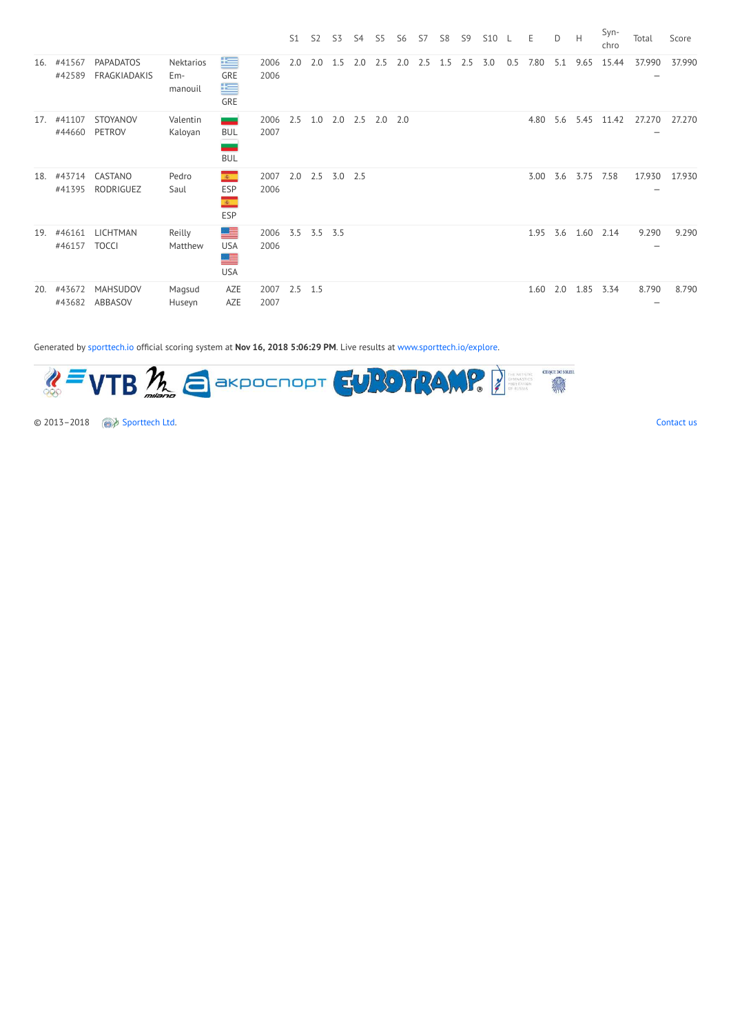| | | | | | | S1 | S2 | S3 | S4 | S5 | S6 | S7 | S8 | S9 | S10 | L | E | D | H | Syn-chro | Total | Score |
|---|---|---|---|---|---|---|---|---|---|---|---|---|---|---|---|---|---|---|---|---|---|---|
| 16. | #41567<br>#42589 | PAPADATOS<br>FRAGKIADAKIS | Nektarios<br>Em-manouil | GRE<br>GRE | 2006<br>2006 | 2.0 | 2.0 | 1.5 | 2.0 | 2.5 | 2.0 | 2.5 | 1.5 | 2.5 | 3.0 | 0.5 | 7.80 | 5.1 | 9.65 | 15.44 | 37.990<br>– | 37.990 |
| 17. | #41107<br>#44660 | STOYANOV<br>PETROV | Valentin<br>Kaloyan | BUL<br>BUL | 2006<br>2007 | 2.5 | 1.0 | 2.0 | 2.5 | 2.0 | 2.0 | | | | | | 4.80 | 5.6 | 5.45 | 11.42 | 27.270<br>– | 27.270 |
| 18. | #43714<br>#41395 | CASTANO<br>RODRIGUEZ | Pedro<br>Saul | ESP<br>ESP | 2007<br>2006 | 2.0 | 2.5 | 3.0 | 2.5 | | | | | | | | 3.00 | 3.6 | 3.75 | 7.58 | 17.930<br>– | 17.930 |
| 19. | #46161<br>#46157 | LICHTMAN<br>TOCCI | Reilly<br>Matthew | USA<br>USA | 2006<br>2006 | 3.5 | 3.5 | 3.5 | | | | | | | | | 1.95 | 3.6 | 1.60 | 2.14 | 9.290<br>– | 9.290 |
| 20. | #43672<br>#43682 | MAHSUDOV<br>ABBASOV | Magsud<br>Huseyn | AZE<br>AZE | 2007<br>2007 | 2.5 | 1.5 | | | | | | | | | | 1.60 | 2.0 | 1.85 | 3.34 | 8.790<br>– | 8.790 |

Generated by sporttech.io official scoring system at **Nov 16, 2018 5:06:29 PM**. Live results at www.sporttech.io/explore.

© 2013–2018 Sporttech Ltd.

Contact us